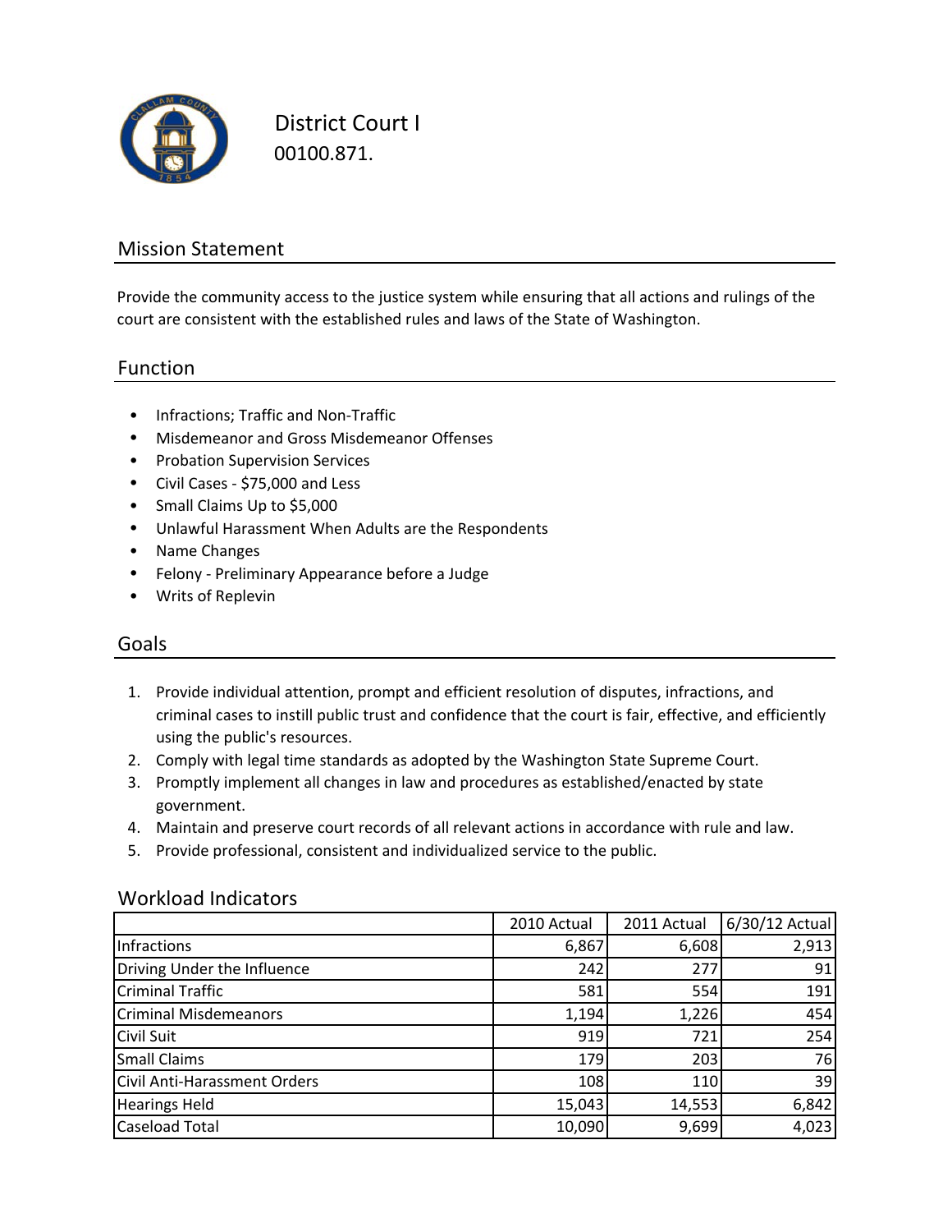# District Court I

00100.871.

## Mission Statement

Provide the community access to the justice system while ensuring that all actions and rulings of the court are consistent with the established rules and laws of the State of Washington.

## Function

- Infractions; Traffic and Non-Traffic
- Misdemeanor and Gross Misdemeanor Offenses
- Probation Supervision Services
- Civil Cases - $75,000 and Less
- Small Claims Up to $5,000
- Unlawful Harassment When Adults are the Respondents
- Name Changes
- Felony - Preliminary Appearance before a Judge
- Writs of Replevin

## Goals

1. Provide individual attention, prompt and efficient resolution of disputes, infractions, and criminal cases to instill public trust and confidence that the court is fair, effective, and efficiently using the public's resources.
2. Comply with legal time standards as adopted by the Washington State Supreme Court.
3. Promptly implement all changes in law and procedures as established/enacted by state government.
4. Maintain and preserve court records of all relevant actions in accordance with rule and law.
5. Provide professional, consistent and individualized service to the public.

## Workload Indicators

| | 2010 Actual | 2011 Actual | 6/30/12 Actual |
|---|---|---|---|
| Infractions | 6,867 | 6,608 | 2,913 |
| Driving Under the Influence | 242 | 277 | 91 |
| Criminal Traffic | 581 | 554 | 191 |
| Criminal Misdemeanors | 1,194 | 1,226 | 454 |
| Civil Suit | 919 | 721 | 254 |
| Small Claims | 179 | 203 | 76 |
| Civil Anti-Harassment Orders | 108 | 110 | 39 |
| Hearings Held | 15,043 | 14,553 | 6,842 |
| Caseload Total | 10,090 | 9,699 | 4,023 |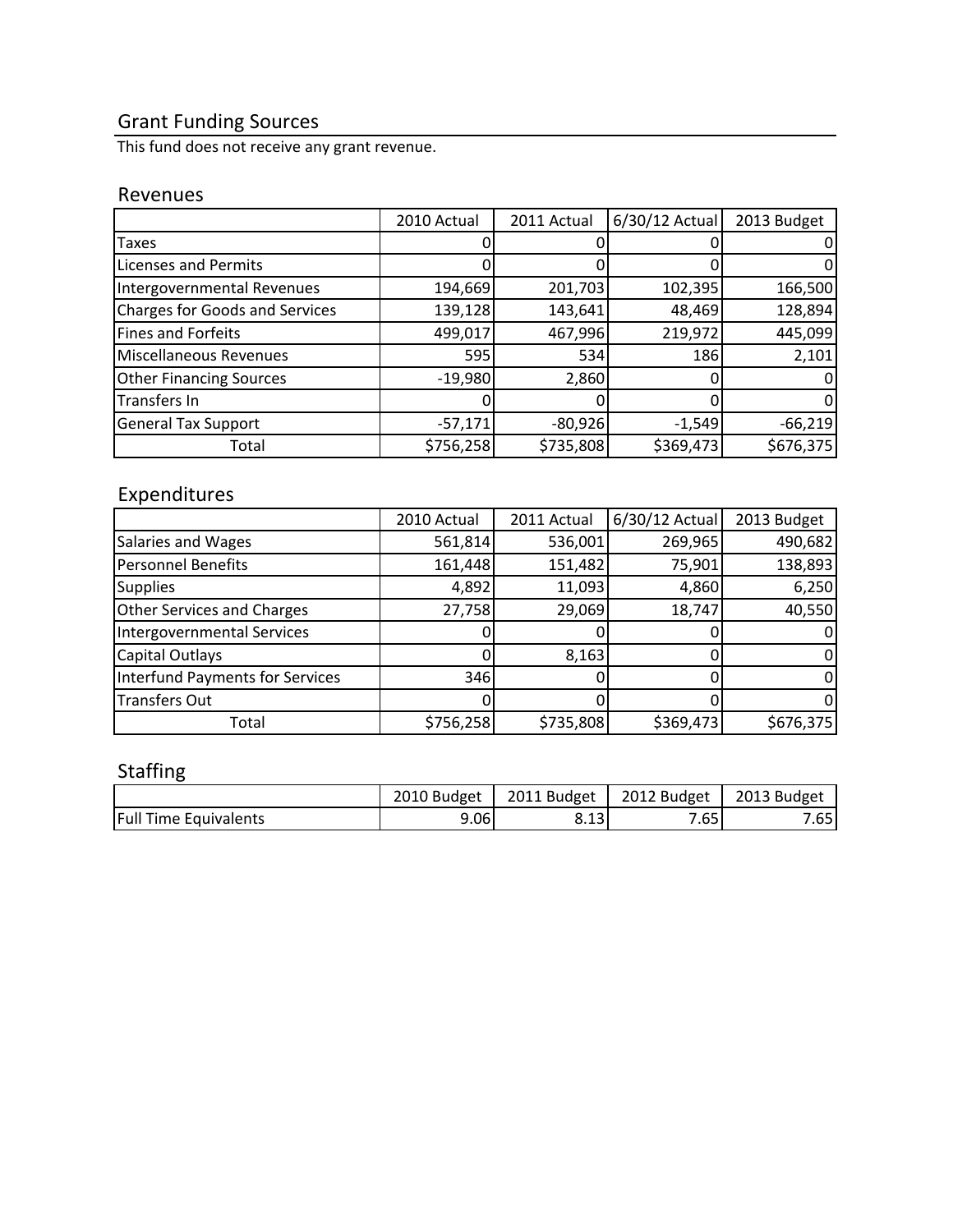## Grant Funding Sources

This fund does not receive any grant revenue.

## Revenues

| | 2010 Actual | 2011 Actual | 6/30/12 Actual | 2013 Budget |
|---|---|---|---|---|
| Taxes | 0 | 0 | 0 | 0 |
| Licenses and Permits | 0 | 0 | 0 | 0 |
| Intergovernmental Revenues | 194,669 | 201,703 | 102,395 | 166,500 |
| Charges for Goods and Services | 139,128 | 143,641 | 48,469 | 128,894 |
| Fines and Forfeits | 499,017 | 467,996 | 219,972 | 445,099 |
| Miscellaneous Revenues | 595 | 534 | 186 | 2,101 |
| Other Financing Sources | -19,980 | 2,860 | 0 | 0 |
| Transfers In | 0 | 0 | 0 | 0 |
| General Tax Support | -57,171 | -80,926 | -1,549 | -66,219 |
| Total | $756,258 | $735,808 | $369,473 | $676,375 |

## Expenditures

| | 2010 Actual | 2011 Actual | 6/30/12 Actual | 2013 Budget |
|---|---|---|---|---|
| Salaries and Wages | 561,814 | 536,001 | 269,965 | 490,682 |
| Personnel Benefits | 161,448 | 151,482 | 75,901 | 138,893 |
| Supplies | 4,892 | 11,093 | 4,860 | 6,250 |
| Other Services and Charges | 27,758 | 29,069 | 18,747 | 40,550 |
| Intergovernmental Services | 0 | 0 | 0 | 0 |
| Capital Outlays | 0 | 8,163 | 0 | 0 |
| Interfund Payments for Services | 346 | 0 | 0 | 0 |
| Transfers Out | 0 | 0 | 0 | 0 |
| Total | $756,258 | $735,808 | $369,473 | $676,375 |

## Staffing

| | 2010 Budget | 2011 Budget | 2012 Budget | 2013 Budget |
|---|---|---|---|---|
| Full Time Equivalents | 9.06 | 8.13 | 7.65 | 7.65 |